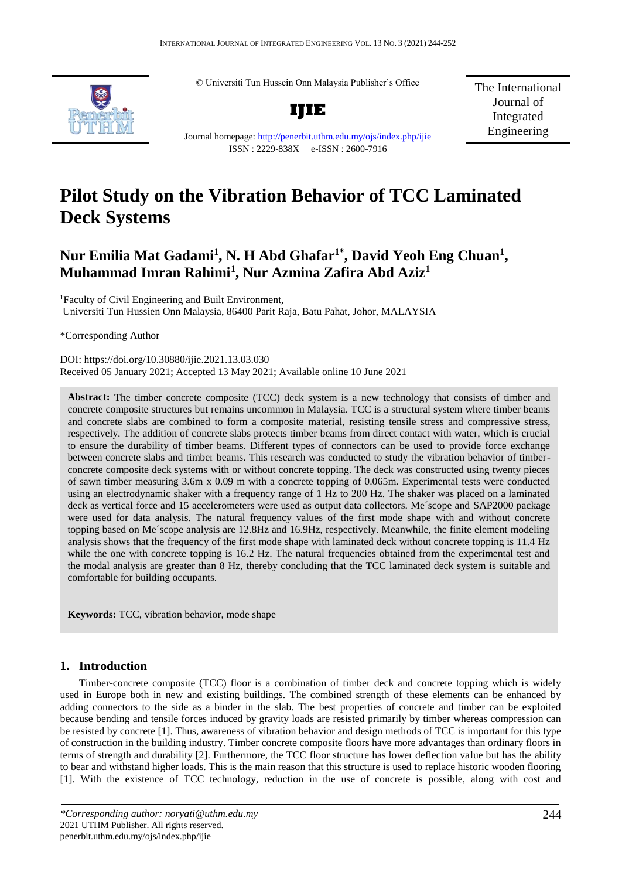© Universiti Tun Hussein Onn Malaysia Publisher's Office

**IJIE**

Journal homepage: http://penerbit.uthm.edu.my/ojs/index.php/ijie

ISSN : 2229-838X e-ISSN : 2600-7916

The International Journal of Integrated Engineering

# Pilot Study on the Vibration Behavior of TCC Laminated Deck Systems

## Nur Emilia Mat Gadami[1], N. H Abd Ghafar[1*], David Yeoh Eng Chuan[1], Muhammad Imran Rahimi[1], Nur Azmina Zafira Abd Aziz[1]

[1]Faculty of Civil Engineering and Built Environment, Universiti Tun Hussien Onn Malaysia, 86400 Parit Raja, Batu Pahat, Johor, MALAYSIA

*Corresponding Author

DOI: https://doi.org/10.30880/ijie.2021.13.03.030

Received 05 January 2021; Accepted 13 May 2021; Available online 10 June 2021

**Abstract:** The timber concrete composite (TCC) deck system is a new technology that consists of timber and concrete composite structures but remains uncommon in Malaysia. TCC is a structural system where timber beams and concrete slabs are combined to form a composite material, resisting tensile stress and compressive stress, respectively. The addition of concrete slabs protects timber beams from direct contact with water, which is crucial to ensure the durability of timber beams. Different types of connectors can be used to provide force exchange between concrete slabs and timber beams. This research was conducted to study the vibration behavior of timber-concrete composite deck systems with or without concrete topping. The deck was constructed using twenty pieces of sawn timber measuring 3.6m x 0.09 m with a concrete topping of 0.065m. Experimental tests were conducted using an electrodynamic shaker with a frequency range of 1 Hz to 200 Hz. The shaker was placed on a laminated deck as vertical force and 15 accelerometers were used as output data collectors. Me´scope and SAP2000 package were used for data analysis. The natural frequency values of the first mode shape with and without concrete topping based on Me´scope analysis are 12.8Hz and 16.9Hz, respectively. Meanwhile, the finite element modeling analysis shows that the frequency of the first mode shape with laminated deck without concrete topping is 11.4 Hz while the one with concrete topping is 16.2 Hz. The natural frequencies obtained from the experimental test and the modal analysis are greater than 8 Hz, thereby concluding that the TCC laminated deck system is suitable and comfortable for building occupants.

**Keywords:** TCC, vibration behavior, mode shape

## 1. Introduction

Timber-concrete composite (TCC) floor is a combination of timber deck and concrete topping which is widely used in Europe both in new and existing buildings. The combined strength of these elements can be enhanced by adding connectors to the side as a binder in the slab. The best properties of concrete and timber can be exploited because bending and tensile forces induced by gravity loads are resisted primarily by timber whereas compression can be resisted by concrete [1]. Thus, awareness of vibration behavior and design methods of TCC is important for this type of construction in the building industry. Timber concrete composite floors have more advantages than ordinary floors in terms of strength and durability [2]. Furthermore, the TCC floor structure has lower deflection value but has the ability to bear and withstand higher loads. This is the main reason that this structure is used to replace historic wooden flooring [1]. With the existence of TCC technology, reduction in the use of concrete is possible, along with cost and

*Corresponding author: noryati@uthm.edu.my
2021 UTHM Publisher. All rights reserved.
penerbit.uthm.edu.my/ojs/index.php/ijie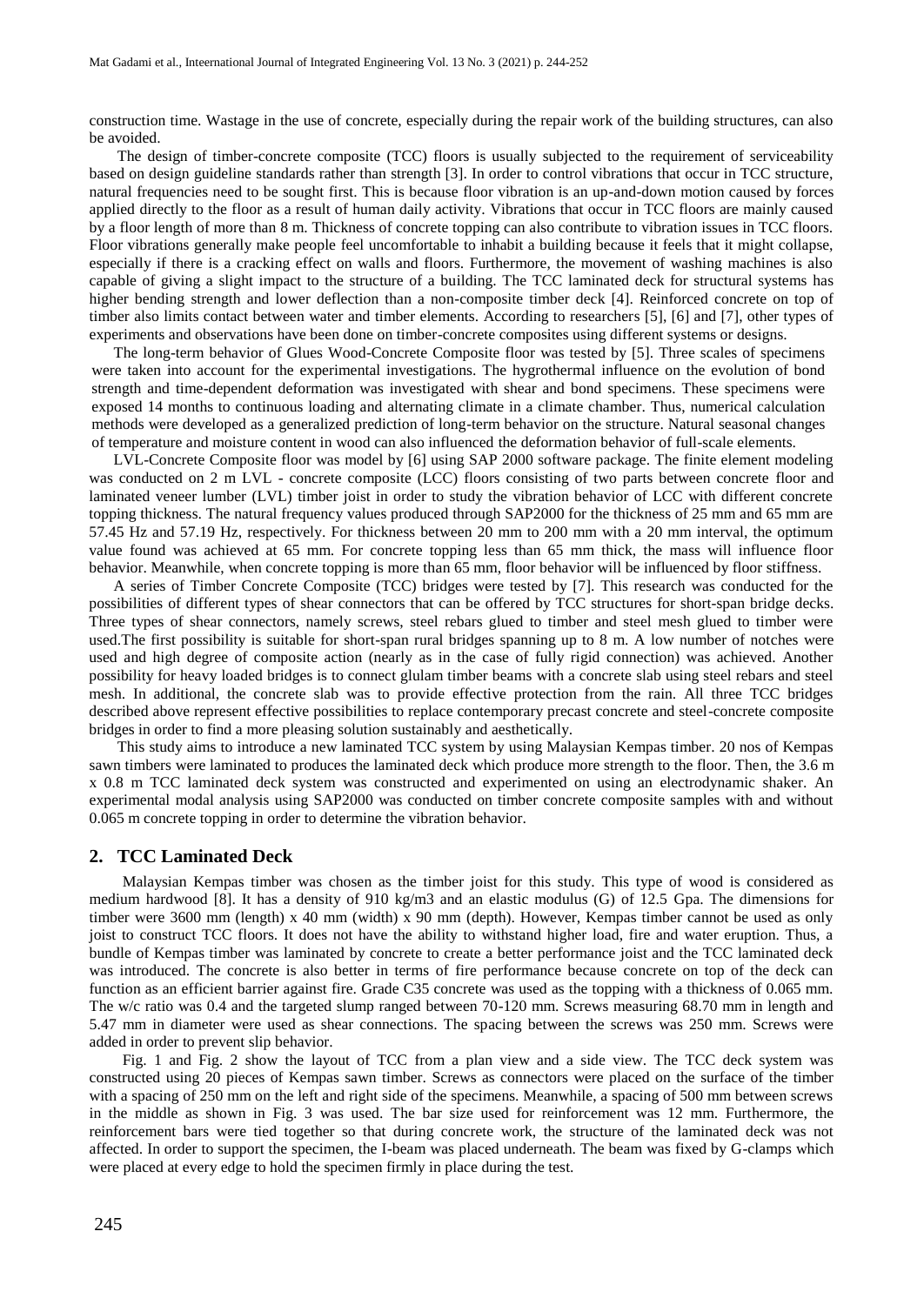construction time. Wastage in the use of concrete, especially during the repair work of the building structures, can also be avoided.

The design of timber-concrete composite (TCC) floors is usually subjected to the requirement of serviceability based on design guideline standards rather than strength [3]. In order to control vibrations that occur in TCC structure, natural frequencies need to be sought first. This is because floor vibration is an up-and-down motion caused by forces applied directly to the floor as a result of human daily activity. Vibrations that occur in TCC floors are mainly caused by a floor length of more than 8 m. Thickness of concrete topping can also contribute to vibration issues in TCC floors. Floor vibrations generally make people feel uncomfortable to inhabit a building because it feels that it might collapse, especially if there is a cracking effect on walls and floors. Furthermore, the movement of washing machines is also capable of giving a slight impact to the structure of a building. The TCC laminated deck for structural systems has higher bending strength and lower deflection than a non-composite timber deck [4]. Reinforced concrete on top of timber also limits contact between water and timber elements. According to researchers [5], [6] and [7], other types of experiments and observations have been done on timber-concrete composites using different systems or designs.

The long-term behavior of Glues Wood-Concrete Composite floor was tested by [5]. Three scales of specimens were taken into account for the experimental investigations. The hygrothermal influence on the evolution of bond strength and time-dependent deformation was investigated with shear and bond specimens. These specimens were exposed 14 months to continuous loading and alternating climate in a climate chamber. Thus, numerical calculation methods were developed as a generalized prediction of long-term behavior on the structure. Natural seasonal changes of temperature and moisture content in wood can also influenced the deformation behavior of full-scale elements.

LVL-Concrete Composite floor was model by [6] using SAP 2000 software package. The finite element modeling was conducted on 2 m LVL - concrete composite (LCC) floors consisting of two parts between concrete floor and laminated veneer lumber (LVL) timber joist in order to study the vibration behavior of LCC with different concrete topping thickness. The natural frequency values produced through SAP2000 for the thickness of 25 mm and 65 mm are 57.45 Hz and 57.19 Hz, respectively. For thickness between 20 mm to 200 mm with a 20 mm interval, the optimum value found was achieved at 65 mm. For concrete topping less than 65 mm thick, the mass will influence floor behavior. Meanwhile, when concrete topping is more than 65 mm, floor behavior will be influenced by floor stiffness.

A series of Timber Concrete Composite (TCC) bridges were tested by [7]. This research was conducted for the possibilities of different types of shear connectors that can be offered by TCC structures for short-span bridge decks. Three types of shear connectors, namely screws, steel rebars glued to timber and steel mesh glued to timber were used.The first possibility is suitable for short-span rural bridges spanning up to 8 m. A low number of notches were used and high degree of composite action (nearly as in the case of fully rigid connection) was achieved. Another possibility for heavy loaded bridges is to connect glulam timber beams with a concrete slab using steel rebars and steel mesh. In additional, the concrete slab was to provide effective protection from the rain. All three TCC bridges described above represent effective possibilities to replace contemporary precast concrete and steel-concrete composite bridges in order to find a more pleasing solution sustainably and aesthetically.

This study aims to introduce a new laminated TCC system by using Malaysian Kempas timber. 20 nos of Kempas sawn timbers were laminated to produces the laminated deck which produce more strength to the floor. Then, the 3.6 m x 0.8 m TCC laminated deck system was constructed and experimented on using an electrodynamic shaker. An experimental modal analysis using SAP2000 was conducted on timber concrete composite samples with and without 0.065 m concrete topping in order to determine the vibration behavior.

## 2. TCC Laminated Deck

Malaysian Kempas timber was chosen as the timber joist for this study. This type of wood is considered as medium hardwood [8]. It has a density of 910 kg/m3 and an elastic modulus (G) of 12.5 Gpa. The dimensions for timber were 3600 mm (length) x 40 mm (width) x 90 mm (depth). However, Kempas timber cannot be used as only joist to construct TCC floors. It does not have the ability to withstand higher load, fire and water eruption. Thus, a bundle of Kempas timber was laminated by concrete to create a better performance joist and the TCC laminated deck was introduced. The concrete is also better in terms of fire performance because concrete on top of the deck can function as an efficient barrier against fire. Grade C35 concrete was used as the topping with a thickness of 0.065 mm. The w/c ratio was 0.4 and the targeted slump ranged between 70-120 mm. Screws measuring 68.70 mm in length and 5.47 mm in diameter were used as shear connections. The spacing between the screws was 250 mm. Screws were added in order to prevent slip behavior.

Fig. 1 and Fig. 2 show the layout of TCC from a plan view and a side view. The TCC deck system was constructed using 20 pieces of Kempas sawn timber. Screws as connectors were placed on the surface of the timber with a spacing of 250 mm on the left and right side of the specimens. Meanwhile, a spacing of 500 mm between screws in the middle as shown in Fig. 3 was used. The bar size used for reinforcement was 12 mm. Furthermore, the reinforcement bars were tied together so that during concrete work, the structure of the laminated deck was not affected. In order to support the specimen, the I-beam was placed underneath. The beam was fixed by G-clamps which were placed at every edge to hold the specimen firmly in place during the test.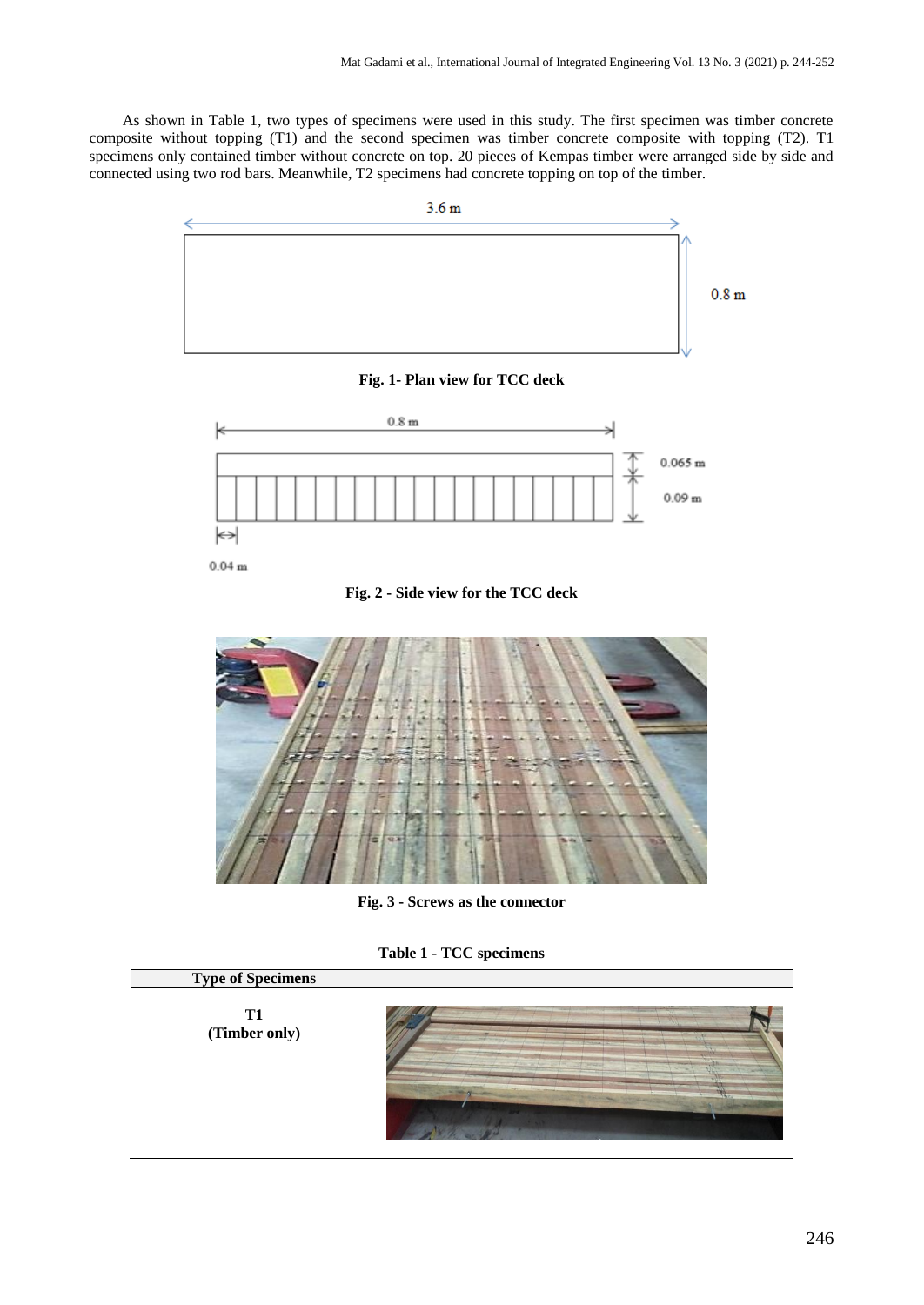As shown in Table 1, two types of specimens were used in this study. The first specimen was timber concrete composite without topping (T1) and the second specimen was timber concrete composite with topping (T2). T1 specimens only contained timber without concrete on top. 20 pieces of Kempas timber were arranged side by side and connected using two rod bars. Meanwhile, T2 specimens had concrete topping on top of the timber.

**Fig. 1- Plan view for TCC deck**

**Fig. 2 - Side view for the TCC deck**

**Fig. 3 - Screws as the connector**

**Table 1 - TCC specimens**

| Type of Specimens | |
|---|---|
| **T1 (Timber only)** | |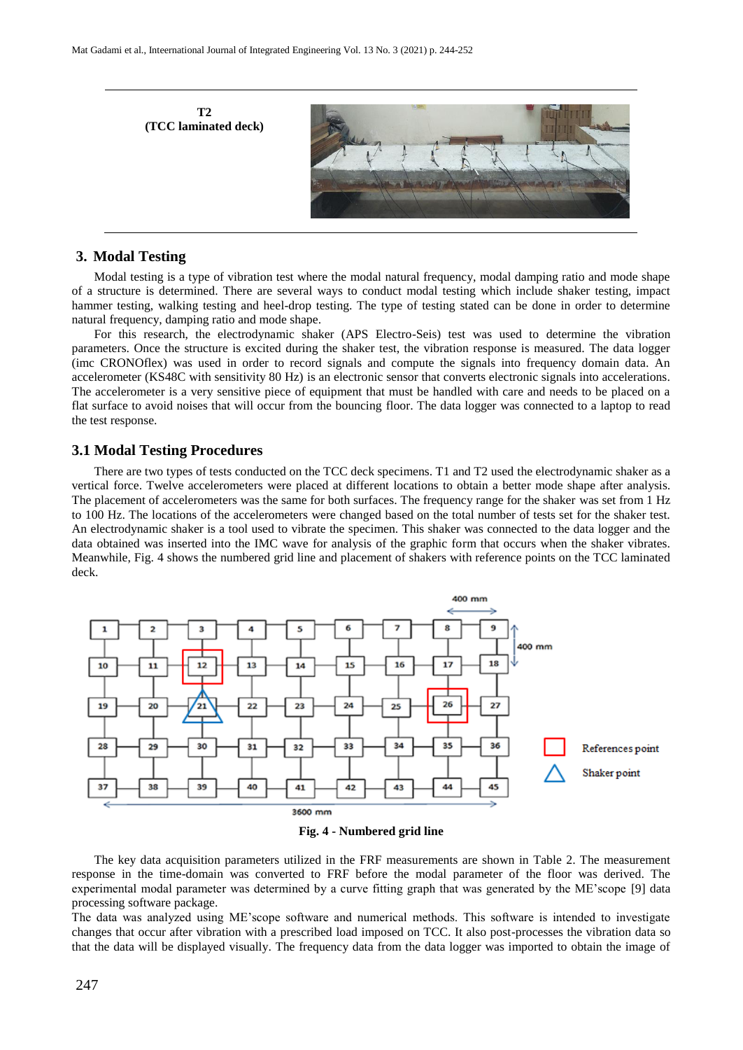| | |
|---|---|
| **T2 (TCC laminated deck)** | |

## 3. Modal Testing

Modal testing is a type of vibration test where the modal natural frequency, modal damping ratio and mode shape of a structure is determined. There are several ways to conduct modal testing which include shaker testing, impact hammer testing, walking testing and heel-drop testing. The type of testing stated can be done in order to determine natural frequency, damping ratio and mode shape.

For this research, the electrodynamic shaker (APS Electro-Seis) test was used to determine the vibration parameters. Once the structure is excited during the shaker test, the vibration response is measured. The data logger (imc CRONOflex) was used in order to record signals and compute the signals into frequency domain data. An accelerometer (KS48C with sensitivity 80 Hz) is an electronic sensor that converts electronic signals into accelerations. The accelerometer is a very sensitive piece of equipment that must be handled with care and needs to be placed on a flat surface to avoid noises that will occur from the bouncing floor. The data logger was connected to a laptop to read the test response.

### 3.1 Modal Testing Procedures

There are two types of tests conducted on the TCC deck specimens. T1 and T2 used the electrodynamic shaker as a vertical force. Twelve accelerometers were placed at different locations to obtain a better mode shape after analysis. The placement of accelerometers was the same for both surfaces. The frequency range for the shaker was set from 1 Hz to 100 Hz. The locations of the accelerometers were changed based on the total number of tests set for the shaker test. An electrodynamic shaker is a tool used to vibrate the specimen. This shaker was connected to the data logger and the data obtained was inserted into the IMC wave for analysis of the graphic form that occurs when the shaker vibrates. Meanwhile, Fig. 4 shows the numbered grid line and placement of shakers with reference points on the TCC laminated deck.

**Fig. 4 - Numbered grid line**

The key data acquisition parameters utilized in the FRF measurements are shown in Table 2. The measurement response in the time-domain was converted to FRF before the modal parameter of the floor was derived. The experimental modal parameter was determined by a curve fitting graph that was generated by the ME'scope [9] data processing software package.

The data was analyzed using ME'scope software and numerical methods. This software is intended to investigate changes that occur after vibration with a prescribed load imposed on TCC. It also post-processes the vibration data so that the data will be displayed visually. The frequency data from the data logger was imported to obtain the image of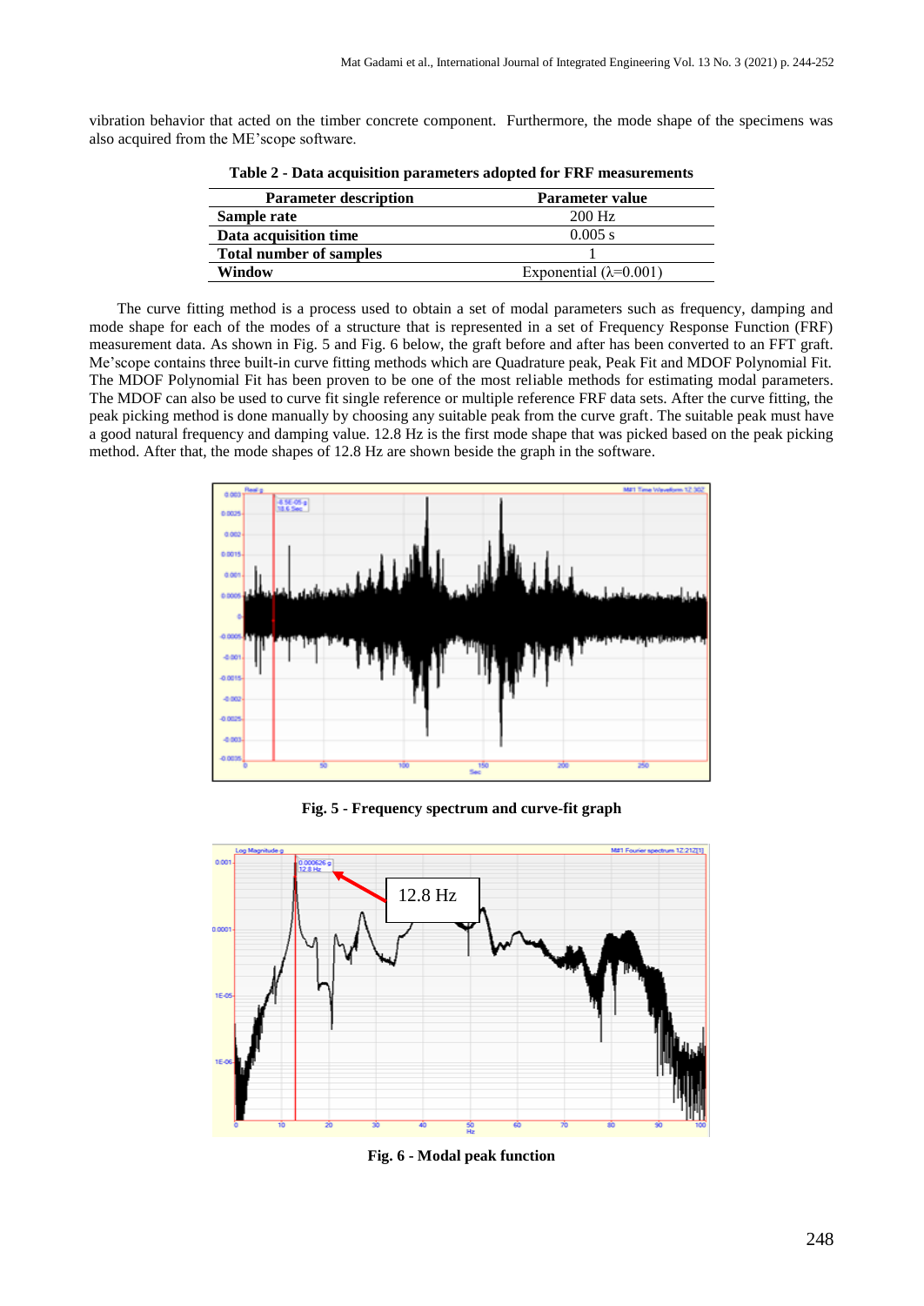vibration behavior that acted on the timber concrete component. Furthermore, the mode shape of the specimens was also acquired from the ME'scope software.

**Table 2 - Data acquisition parameters adopted for FRF measurements**

| Parameter description | Parameter value |
|---|---|
| **Sample rate** | 200 Hz |
| **Data acquisition time** | 0.005 s |
| **Total number of samples** | 1 |
| **Window** | Exponential (λ=0.001) |

The curve fitting method is a process used to obtain a set of modal parameters such as frequency, damping and mode shape for each of the modes of a structure that is represented in a set of Frequency Response Function (FRF) measurement data. As shown in Fig. 5 and Fig. 6 below, the graft before and after has been converted to an FFT graft. Me'scope contains three built-in curve fitting methods which are Quadrature peak, Peak Fit and MDOF Polynomial Fit. The MDOF Polynomial Fit has been proven to be one of the most reliable methods for estimating modal parameters. The MDOF can also be used to curve fit single reference or multiple reference FRF data sets. After the curve fitting, the peak picking method is done manually by choosing any suitable peak from the curve graft. The suitable peak must have a good natural frequency and damping value. 12.8 Hz is the first mode shape that was picked based on the peak picking method. After that, the mode shapes of 12.8 Hz are shown beside the graph in the software.

**Fig. 5 - Frequency spectrum and curve-fit graph**

**Fig. 6 - Modal peak function**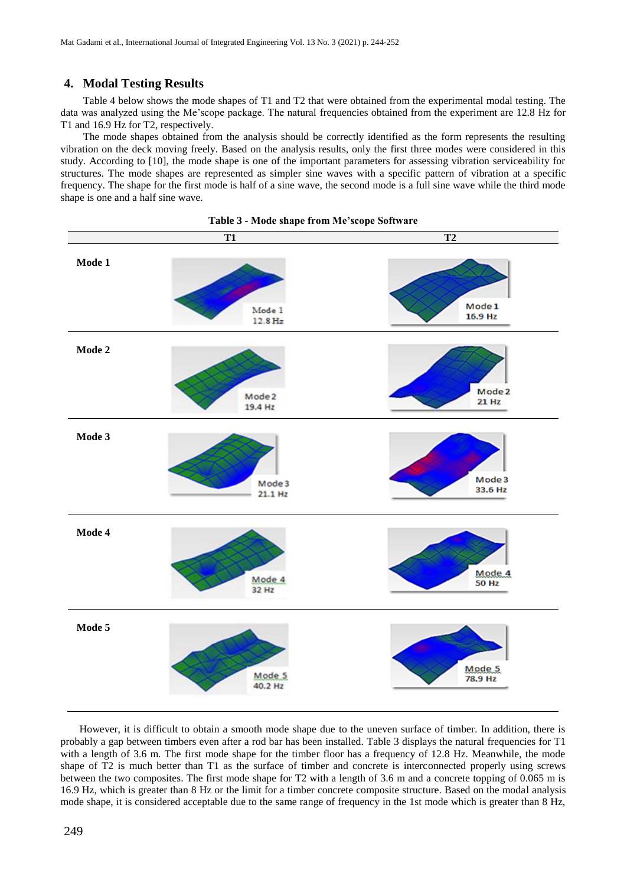## 4. Modal Testing Results

Table 4 below shows the mode shapes of T1 and T2 that were obtained from the experimental modal testing. The data was analyzed using the Me'scope package. The natural frequencies obtained from the experiment are 12.8 Hz for T1 and 16.9 Hz for T2, respectively.

The mode shapes obtained from the analysis should be correctly identified as the form represents the resulting vibration on the deck moving freely. Based on the analysis results, only the first three modes were considered in this study. According to [10], the mode shape is one of the important parameters for assessing vibration serviceability for structures. The mode shapes are represented as simpler sine waves with a specific pattern of vibration at a specific frequency. The shape for the first mode is half of a sine wave, the second mode is a full sine wave while the third mode shape is one and a half sine wave.

**Table 3 - Mode shape from Me'scope Software**

| | T1 | T2 |
|---|---|---|
| **Mode 1** | Mode 1 12.8 Hz | Mode 1 16.9 Hz |
| **Mode 2** | Mode 2 19.4 Hz | Mode 2 21 Hz |
| **Mode 3** | Mode 3 21.1 Hz | Mode 3 33.6 Hz |
| **Mode 4** | Mode 4 32 Hz | Mode 4 50 Hz |
| **Mode 5** | Mode 5 40.2 Hz | Mode 5 78.9 Hz |

However, it is difficult to obtain a smooth mode shape due to the uneven surface of timber. In addition, there is probably a gap between timbers even after a rod bar has been installed. Table 3 displays the natural frequencies for T1 with a length of 3.6 m. The first mode shape for the timber floor has a frequency of 12.8 Hz. Meanwhile, the mode shape of T2 is much better than T1 as the surface of timber and concrete is interconnected properly using screws between the two composites. The first mode shape for T2 with a length of 3.6 m and a concrete topping of 0.065 m is 16.9 Hz, which is greater than 8 Hz or the limit for a timber concrete composite structure. Based on the modal analysis mode shape, it is considered acceptable due to the same range of frequency in the 1st mode which is greater than 8 Hz,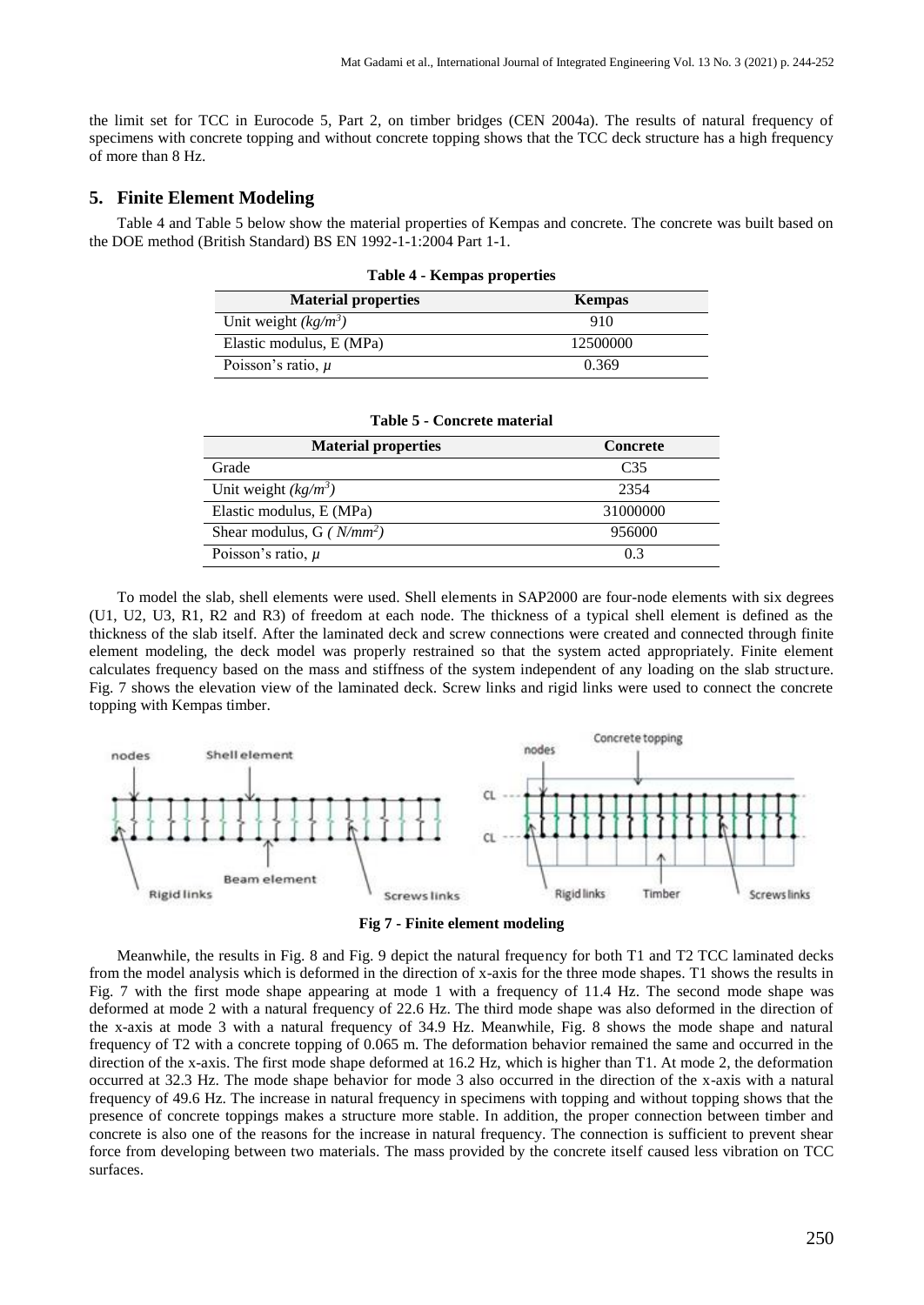the limit set for TCC in Eurocode 5, Part 2, on timber bridges (CEN 2004a). The results of natural frequency of specimens with concrete topping and without concrete topping shows that the TCC deck structure has a high frequency of more than 8 Hz.

## 5. Finite Element Modeling

Table 4 and Table 5 below show the material properties of Kempas and concrete. The concrete was built based on the DOE method (British Standard) BS EN 1992-1-1:2004 Part 1-1.

**Table 4 - Kempas properties**

| Material properties | Kempas |
|---|---|
| Unit weight *(kg/m$^3$)* | 910 |
| Elastic modulus, E (MPa) | 12500000 |
| Poisson's ratio, $\mu$ | 0.369 |

**Table 5 - Concrete material**

| Material properties | Concrete |
|---|---|
| Grade | C35 |
| Unit weight *(kg/m$^3$)* | 2354 |
| Elastic modulus, E (MPa) | 31000000 |
| Shear modulus, G *( N/mm$^2$)* | 956000 |
| Poisson's ratio, $\mu$ | 0.3 |

To model the slab, shell elements were used. Shell elements in SAP2000 are four-node elements with six degrees (U1, U2, U3, R1, R2 and R3) of freedom at each node. The thickness of a typical shell element is defined as the thickness of the slab itself. After the laminated deck and screw connections were created and connected through finite element modeling, the deck model was properly restrained so that the system acted appropriately. Finite element calculates frequency based on the mass and stiffness of the system independent of any loading on the slab structure. Fig. 7 shows the elevation view of the laminated deck. Screw links and rigid links were used to connect the concrete topping with Kempas timber.

**Fig 7 - Finite element modeling**

Meanwhile, the results in Fig. 8 and Fig. 9 depict the natural frequency for both T1 and T2 TCC laminated decks from the model analysis which is deformed in the direction of x-axis for the three mode shapes. T1 shows the results in Fig. 7 with the first mode shape appearing at mode 1 with a frequency of 11.4 Hz. The second mode shape was deformed at mode 2 with a natural frequency of 22.6 Hz. The third mode shape was also deformed in the direction of the x-axis at mode 3 with a natural frequency of 34.9 Hz. Meanwhile, Fig. 8 shows the mode shape and natural frequency of T2 with a concrete topping of 0.065 m. The deformation behavior remained the same and occurred in the direction of the x-axis. The first mode shape deformed at 16.2 Hz, which is higher than T1. At mode 2, the deformation occurred at 32.3 Hz. The mode shape behavior for mode 3 also occurred in the direction of the x-axis with a natural frequency of 49.6 Hz. The increase in natural frequency in specimens with topping and without topping shows that the presence of concrete toppings makes a structure more stable. In addition, the proper connection between timber and concrete is also one of the reasons for the increase in natural frequency. The connection is sufficient to prevent shear force from developing between two materials. The mass provided by the concrete itself caused less vibration on TCC surfaces.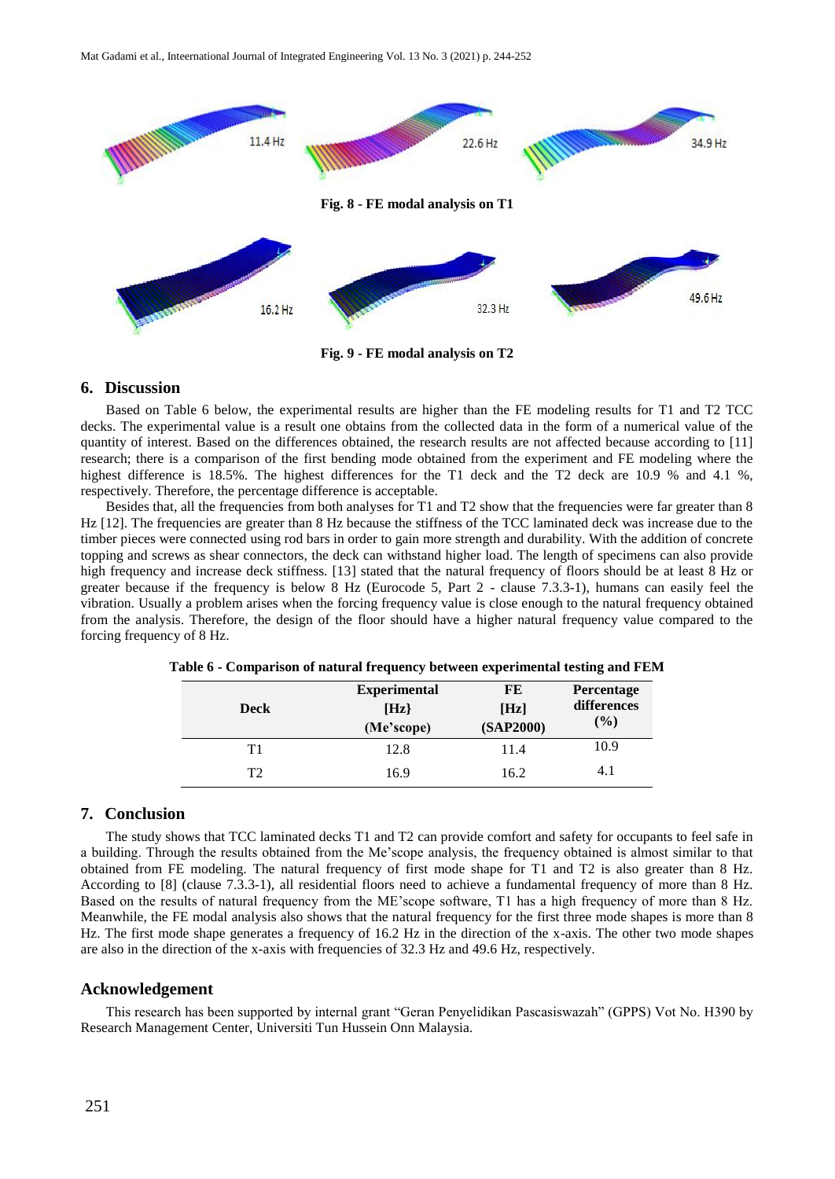Fig. 8 - FE modal analysis on T1

Fig. 9 - FE modal analysis on T2

## 6. Discussion

Based on Table 6 below, the experimental results are higher than the FE modeling results for T1 and T2 TCC decks. The experimental value is a result one obtains from the collected data in the form of a numerical value of the quantity of interest. Based on the differences obtained, the research results are not affected because according to [11] research; there is a comparison of the first bending mode obtained from the experiment and FE modeling where the highest difference is 18.5%. The highest differences for the T1 deck and the T2 deck are 10.9 % and 4.1 %, respectively. Therefore, the percentage difference is acceptable.

Besides that, all the frequencies from both analyses for T1 and T2 show that the frequencies were far greater than 8 Hz [12]. The frequencies are greater than 8 Hz because the stiffness of the TCC laminated deck was increase due to the timber pieces were connected using rod bars in order to gain more strength and durability. With the addition of concrete topping and screws as shear connectors, the deck can withstand higher load. The length of specimens can also provide high frequency and increase deck stiffness. [13] stated that the natural frequency of floors should be at least 8 Hz or greater because if the frequency is below 8 Hz (Eurocode 5, Part 2 - clause 7.3.3-1), humans can easily feel the vibration. Usually a problem arises when the forcing frequency value is close enough to the natural frequency obtained from the analysis. Therefore, the design of the floor should have a higher natural frequency value compared to the forcing frequency of 8 Hz.

**Table 6 - Comparison of natural frequency between experimental testing and FEM**

| Deck | Experimental [Hz} (Me'scope) | FE [Hz] (SAP2000) | Percentage differences (%) |
|---|---|---|---|
| T1 | 12.8 | 11.4 | 10.9 |
| T2 | 16.9 | 16.2 | 4.1 |

## 7. Conclusion

The study shows that TCC laminated decks T1 and T2 can provide comfort and safety for occupants to feel safe in a building. Through the results obtained from the Me'scope analysis, the frequency obtained is almost similar to that obtained from FE modeling. The natural frequency of first mode shape for T1 and T2 is also greater than 8 Hz. According to [8] (clause 7.3.3-1), all residential floors need to achieve a fundamental frequency of more than 8 Hz. Based on the results of natural frequency from the ME'scope software, T1 has a high frequency of more than 8 Hz. Meanwhile, the FE modal analysis also shows that the natural frequency for the first three mode shapes is more than 8 Hz. The first mode shape generates a frequency of 16.2 Hz in the direction of the x-axis. The other two mode shapes are also in the direction of the x-axis with frequencies of 32.3 Hz and 49.6 Hz, respectively.

## Acknowledgement

This research has been supported by internal grant "Geran Penyelidikan Pascasiswazah" (GPPS) Vot No. H390 by Research Management Center, Universiti Tun Hussein Onn Malaysia.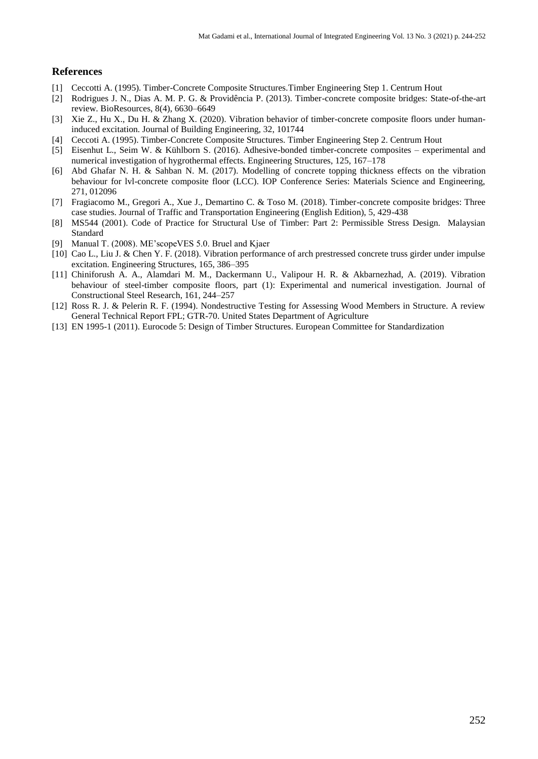## References

[1] Ceccotti A. (1995). Timber-Concrete Composite Structures.Timber Engineering Step 1. Centrum Hout

[2] Rodrigues J. N., Dias A. M. P. G. & Providência P. (2013). Timber-concrete composite bridges: State-of-the-art review. BioResources, 8(4), 6630–6649

[3] Xie Z., Hu X., Du H. & Zhang X. (2020). Vibration behavior of timber-concrete composite floors under human-induced excitation. Journal of Building Engineering, 32, 101744

[4] Ceccoti A. (1995). Timber-Concrete Composite Structures. Timber Engineering Step 2. Centrum Hout

[5] Eisenhut L., Seim W. & Kühlborn S. (2016). Adhesive-bonded timber-concrete composites – experimental and numerical investigation of hygrothermal effects. Engineering Structures, 125, 167–178

[6] Abd Ghafar N. H. & Sahban N. M. (2017). Modelling of concrete topping thickness effects on the vibration behaviour for lvl-concrete composite floor (LCC). IOP Conference Series: Materials Science and Engineering, 271, 012096

[7] Fragiacomo M., Gregori A., Xue J., Demartino C. & Toso M. (2018). Timber-concrete composite bridges: Three case studies. Journal of Traffic and Transportation Engineering (English Edition), 5, 429-438

[8] MS544 (2001). Code of Practice for Structural Use of Timber: Part 2: Permissible Stress Design. Malaysian Standard

[9] Manual T. (2008). ME'scopeVES 5.0. Bruel and Kjaer

[10] Cao L., Liu J. & Chen Y. F. (2018). Vibration performance of arch prestressed concrete truss girder under impulse excitation. Engineering Structures, 165, 386–395

[11] Chiniforush A. A., Alamdari M. M., Dackermann U., Valipour H. R. & Akbarnezhad, A. (2019). Vibration behaviour of steel-timber composite floors, part (1): Experimental and numerical investigation. Journal of Constructional Steel Research, 161, 244–257

[12] Ross R. J. & Pelerin R. F. (1994). Nondestructive Testing for Assessing Wood Members in Structure. A review General Technical Report FPL; GTR-70. United States Department of Agriculture

[13] EN 1995-1 (2011). Eurocode 5: Design of Timber Structures. European Committee for Standardization